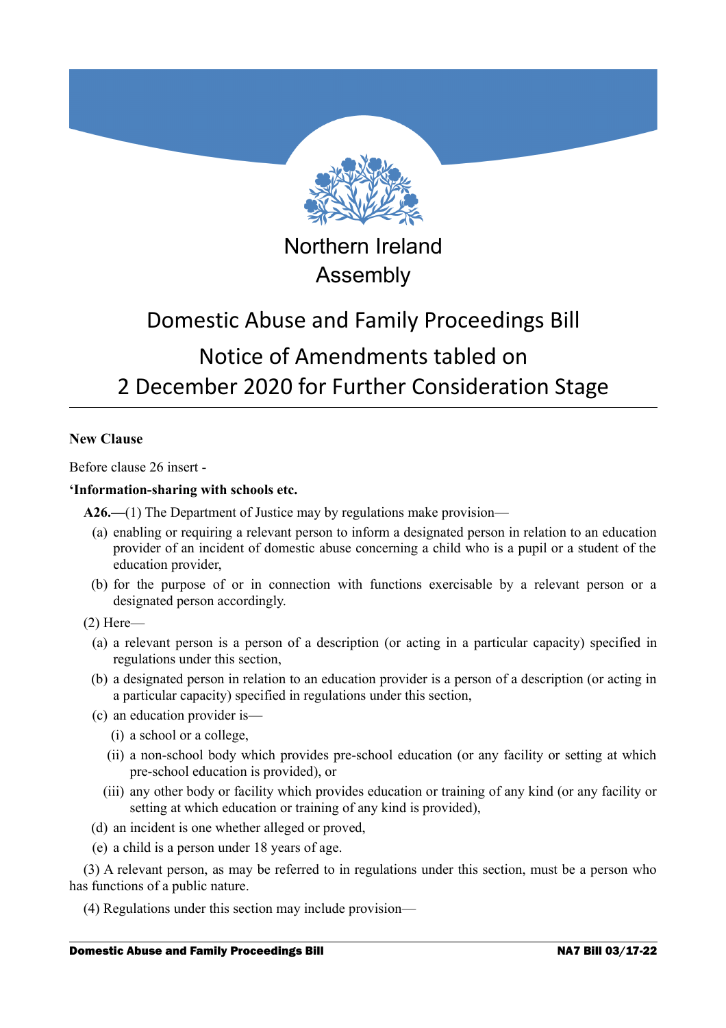Northern Ireland Assembly

# Domestic Abuse and Family Proceedings Bill

## Notice of Amendments tabled on 2 December 2020 for Further Consideration Stage

**New Clause**

Before clause 26 insert -

**'Information-sharing with schools etc.**

**A26.—**(1) The Department of Justice may by regulations make provision—

(a) enabling or requiring a relevant person to inform a designated person in relation to an education provider of an incident of domestic abuse concerning a child who is a pupil or a student of the education provider,

(b) for the purpose of or in connection with functions exercisable by a relevant person or a designated person accordingly.

(2) Here—

(a) a relevant person is a person of a description (or acting in a particular capacity) specified in regulations under this section,

(b) a designated person in relation to an education provider is a person of a description (or acting in a particular capacity) specified in regulations under this section,

(c) an education provider is—

(i) a school or a college,

(ii) a non-school body which provides pre-school education (or any facility or setting at which pre-school education is provided), or

(iii) any other body or facility which provides education or training of any kind (or any facility or setting at which education or training of any kind is provided),

(d) an incident is one whether alleged or proved,

(e) a child is a person under 18 years of age.

(3) A relevant person, as may be referred to in regulations under this section, must be a person who has functions of a public nature.

(4) Regulations under this section may include provision—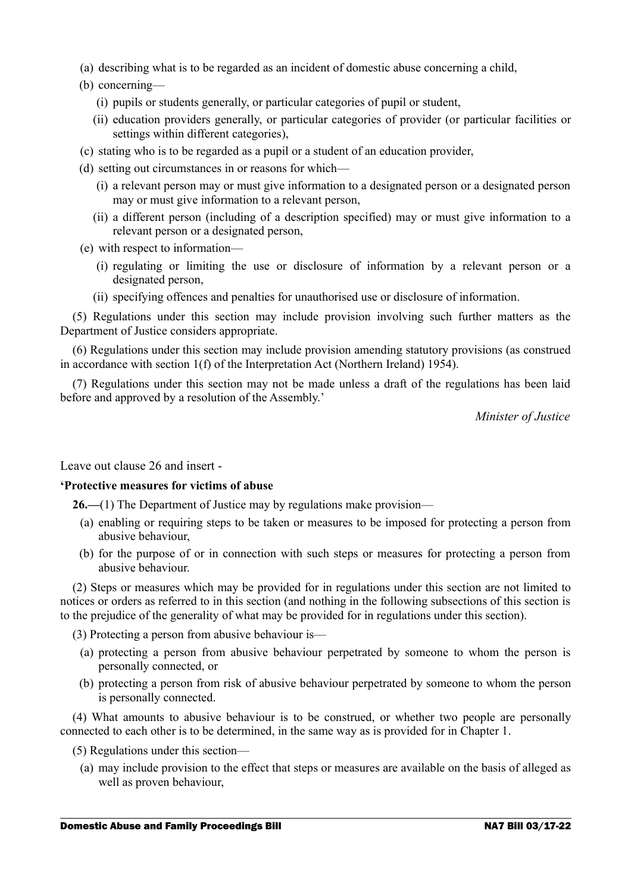(a) describing what is to be regarded as an incident of domestic abuse concerning a child,

(b) concerning—

(i) pupils or students generally, or particular categories of pupil or student,

(ii) education providers generally, or particular categories of provider (or particular facilities or settings within different categories),

(c) stating who is to be regarded as a pupil or a student of an education provider,

(d) setting out circumstances in or reasons for which—

(i) a relevant person may or must give information to a designated person or a designated person may or must give information to a relevant person,

(ii) a different person (including of a description specified) may or must give information to a relevant person or a designated person,

(e) with respect to information—

(i) regulating or limiting the use or disclosure of information by a relevant person or a designated person,

(ii) specifying offences and penalties for unauthorised use or disclosure of information.

(5) Regulations under this section may include provision involving such further matters as the Department of Justice considers appropriate.

(6) Regulations under this section may include provision amending statutory provisions (as construed in accordance with section 1(f) of the Interpretation Act (Northern Ireland) 1954).

(7) Regulations under this section may not be made unless a draft of the regulations has been laid before and approved by a resolution of the Assembly.'

*Minister of Justice*

Leave out clause 26 and insert -

**'Protective measures for victims of abuse**

**26.—**(1) The Department of Justice may by regulations make provision—

(a) enabling or requiring steps to be taken or measures to be imposed for protecting a person from abusive behaviour,

(b) for the purpose of or in connection with such steps or measures for protecting a person from abusive behaviour.

(2) Steps or measures which may be provided for in regulations under this section are not limited to notices or orders as referred to in this section (and nothing in the following subsections of this section is to the prejudice of the generality of what may be provided for in regulations under this section).

(3) Protecting a person from abusive behaviour is—

(a) protecting a person from abusive behaviour perpetrated by someone to whom the person is personally connected, or

(b) protecting a person from risk of abusive behaviour perpetrated by someone to whom the person is personally connected.

(4) What amounts to abusive behaviour is to be construed, or whether two people are personally connected to each other is to be determined, in the same way as is provided for in Chapter 1.

(5) Regulations under this section—

(a) may include provision to the effect that steps or measures are available on the basis of alleged as well as proven behaviour,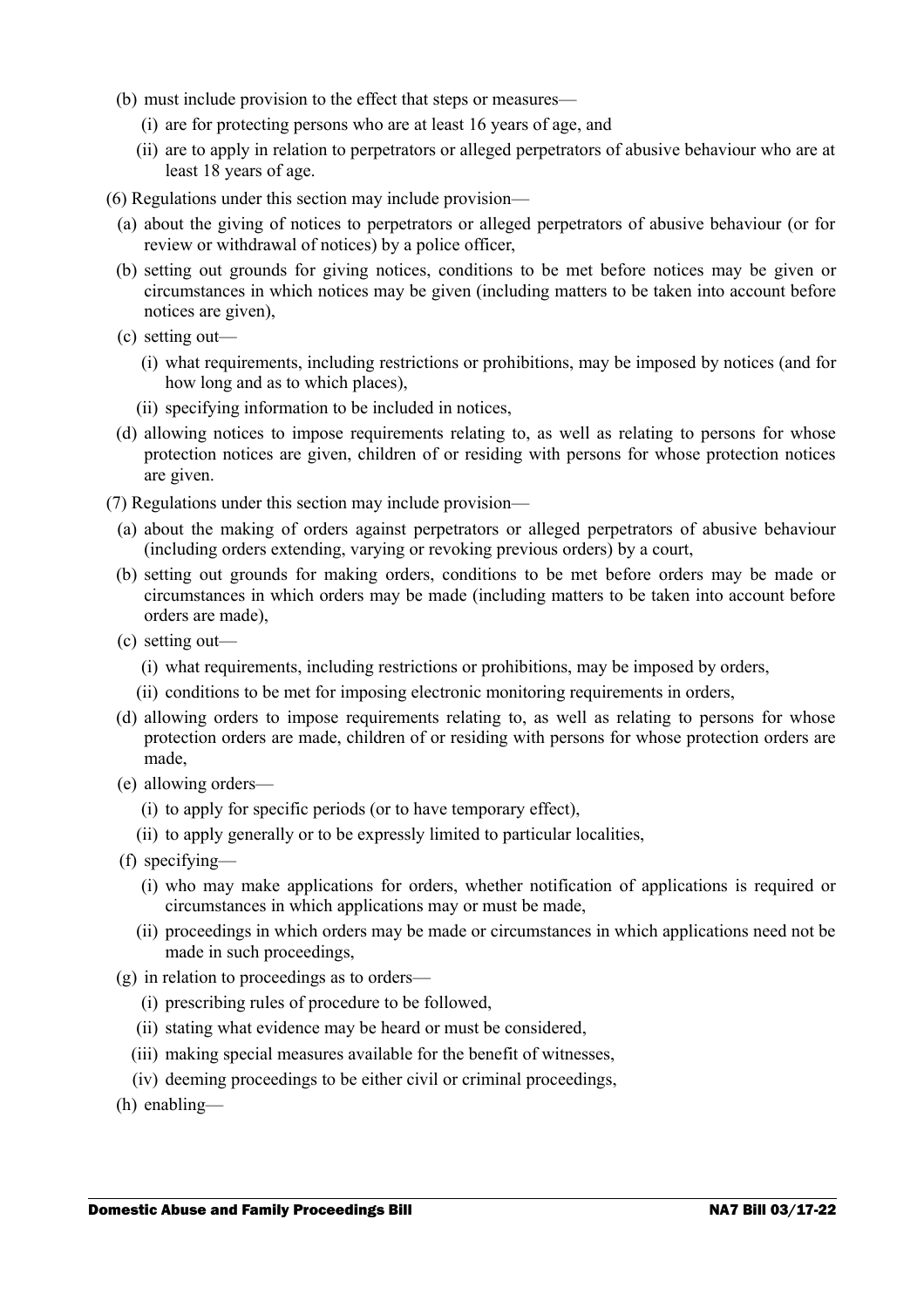(b) must include provision to the effect that steps or measures—

  (i) are for protecting persons who are at least 16 years of age, and

  (ii) are to apply in relation to perpetrators or alleged perpetrators of abusive behaviour who are at least 18 years of age.

(6) Regulations under this section may include provision—

  (a) about the giving of notices to perpetrators or alleged perpetrators of abusive behaviour (or for review or withdrawal of notices) by a police officer,

  (b) setting out grounds for giving notices, conditions to be met before notices may be given or circumstances in which notices may be given (including matters to be taken into account before notices are given),

  (c) setting out—

    (i) what requirements, including restrictions or prohibitions, may be imposed by notices (and for how long and as to which places),

    (ii) specifying information to be included in notices,

  (d) allowing notices to impose requirements relating to, as well as relating to persons for whose protection notices are given, children of or residing with persons for whose protection notices are given.

(7) Regulations under this section may include provision—

  (a) about the making of orders against perpetrators or alleged perpetrators of abusive behaviour (including orders extending, varying or revoking previous orders) by a court,

  (b) setting out grounds for making orders, conditions to be met before orders may be made or circumstances in which orders may be made (including matters to be taken into account before orders are made),

  (c) setting out—

    (i) what requirements, including restrictions or prohibitions, may be imposed by orders,

    (ii) conditions to be met for imposing electronic monitoring requirements in orders,

  (d) allowing orders to impose requirements relating to, as well as relating to persons for whose protection orders are made, children of or residing with persons for whose protection orders are made,

  (e) allowing orders—

    (i) to apply for specific periods (or to have temporary effect),

    (ii) to apply generally or to be expressly limited to particular localities,

  (f) specifying—

    (i) who may make applications for orders, whether notification of applications is required or circumstances in which applications may or must be made,

    (ii) proceedings in which orders may be made or circumstances in which applications need not be made in such proceedings,

  (g) in relation to proceedings as to orders—

    (i) prescribing rules of procedure to be followed,

    (ii) stating what evidence may be heard or must be considered,

    (iii) making special measures available for the benefit of witnesses,

    (iv) deeming proceedings to be either civil or criminal proceedings,

  (h) enabling—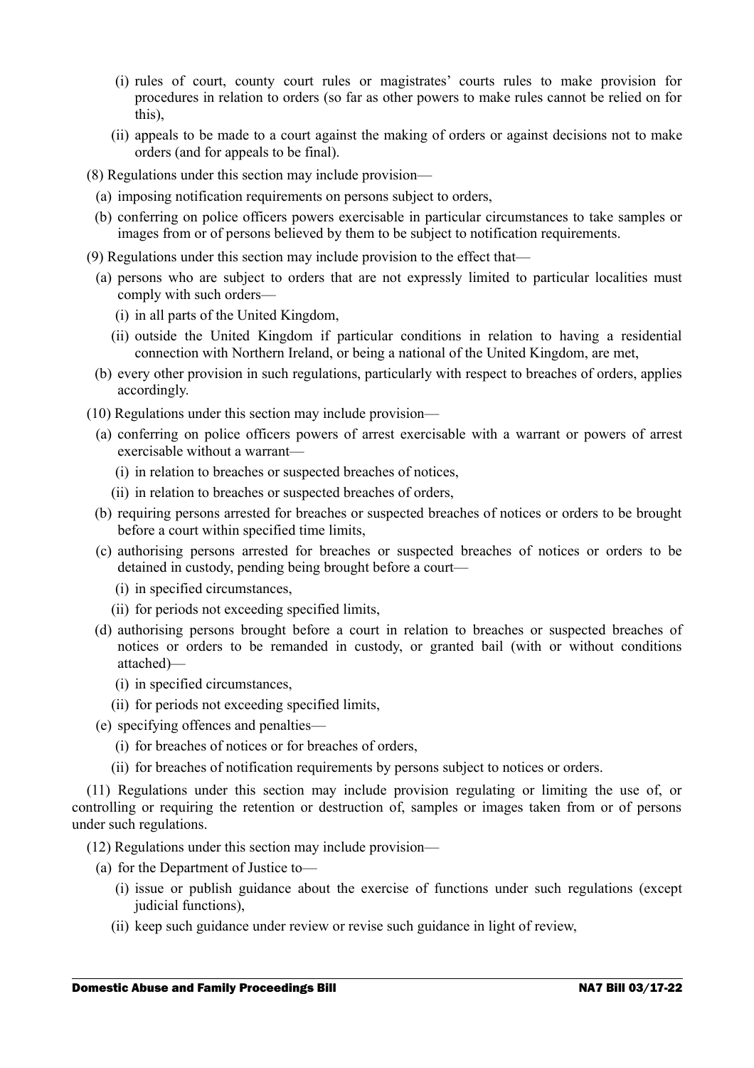(i) rules of court, county court rules or magistrates' courts rules to make provision for procedures in relation to orders (so far as other powers to make rules cannot be relied on for this),

(ii) appeals to be made to a court against the making of orders or against decisions not to make orders (and for appeals to be final).

(8) Regulations under this section may include provision—

(a) imposing notification requirements on persons subject to orders,

(b) conferring on police officers powers exercisable in particular circumstances to take samples or images from or of persons believed by them to be subject to notification requirements.

(9) Regulations under this section may include provision to the effect that—

(a) persons who are subject to orders that are not expressly limited to particular localities must comply with such orders—

(i) in all parts of the United Kingdom,

(ii) outside the United Kingdom if particular conditions in relation to having a residential connection with Northern Ireland, or being a national of the United Kingdom, are met,

(b) every other provision in such regulations, particularly with respect to breaches of orders, applies accordingly.

(10) Regulations under this section may include provision—

(a) conferring on police officers powers of arrest exercisable with a warrant or powers of arrest exercisable without a warrant—

(i) in relation to breaches or suspected breaches of notices,

(ii) in relation to breaches or suspected breaches of orders,

(b) requiring persons arrested for breaches or suspected breaches of notices or orders to be brought before a court within specified time limits,

(c) authorising persons arrested for breaches or suspected breaches of notices or orders to be detained in custody, pending being brought before a court—

(i) in specified circumstances,

(ii) for periods not exceeding specified limits,

(d) authorising persons brought before a court in relation to breaches or suspected breaches of notices or orders to be remanded in custody, or granted bail (with or without conditions attached)—

(i) in specified circumstances,

(ii) for periods not exceeding specified limits,

(e) specifying offences and penalties—

(i) for breaches of notices or for breaches of orders,

(ii) for breaches of notification requirements by persons subject to notices or orders.

(11) Regulations under this section may include provision regulating or limiting the use of, or controlling or requiring the retention or destruction of, samples or images taken from or of persons under such regulations.

(12) Regulations under this section may include provision—

(a) for the Department of Justice to—

(i) issue or publish guidance about the exercise of functions under such regulations (except judicial functions),

(ii) keep such guidance under review or revise such guidance in light of review,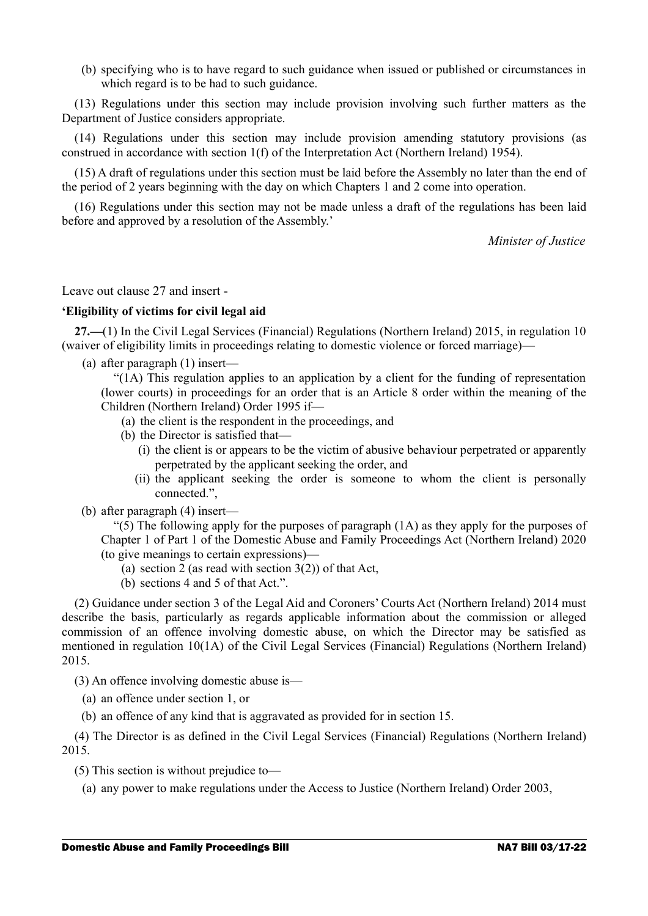(b) specifying who is to have regard to such guidance when issued or published or circumstances in which regard is to be had to such guidance.

(13) Regulations under this section may include provision involving such further matters as the Department of Justice considers appropriate.

(14) Regulations under this section may include provision amending statutory provisions (as construed in accordance with section 1(f) of the Interpretation Act (Northern Ireland) 1954).

(15) A draft of regulations under this section must be laid before the Assembly no later than the end of the period of 2 years beginning with the day on which Chapters 1 and 2 come into operation.

(16) Regulations under this section may not be made unless a draft of the regulations has been laid before and approved by a resolution of the Assembly.'

*Minister of Justice*

Leave out clause 27 and insert -

**'Eligibility of victims for civil legal aid**

**27.—**(1) In the Civil Legal Services (Financial) Regulations (Northern Ireland) 2015, in regulation 10 (waiver of eligibility limits in proceedings relating to domestic violence or forced marriage)—

(a) after paragraph (1) insert—

"(1A) This regulation applies to an application by a client for the funding of representation (lower courts) in proceedings for an order that is an Article 8 order within the meaning of the Children (Northern Ireland) Order 1995 if—

(a) the client is the respondent in the proceedings, and

(b) the Director is satisfied that—

(i) the client is or appears to be the victim of abusive behaviour perpetrated or apparently perpetrated by the applicant seeking the order, and

(ii) the applicant seeking the order is someone to whom the client is personally connected.",

(b) after paragraph (4) insert—

"(5) The following apply for the purposes of paragraph (1A) as they apply for the purposes of Chapter 1 of Part 1 of the Domestic Abuse and Family Proceedings Act (Northern Ireland) 2020 (to give meanings to certain expressions)—

(a) section 2 (as read with section 3(2)) of that Act,

(b) sections 4 and 5 of that Act.".

(2) Guidance under section 3 of the Legal Aid and Coroners' Courts Act (Northern Ireland) 2014 must describe the basis, particularly as regards applicable information about the commission or alleged commission of an offence involving domestic abuse, on which the Director may be satisfied as mentioned in regulation 10(1A) of the Civil Legal Services (Financial) Regulations (Northern Ireland) 2015.

(3) An offence involving domestic abuse is—

(a) an offence under section 1, or

(b) an offence of any kind that is aggravated as provided for in section 15.

(4) The Director is as defined in the Civil Legal Services (Financial) Regulations (Northern Ireland) 2015.

(5) This section is without prejudice to—

(a) any power to make regulations under the Access to Justice (Northern Ireland) Order 2003,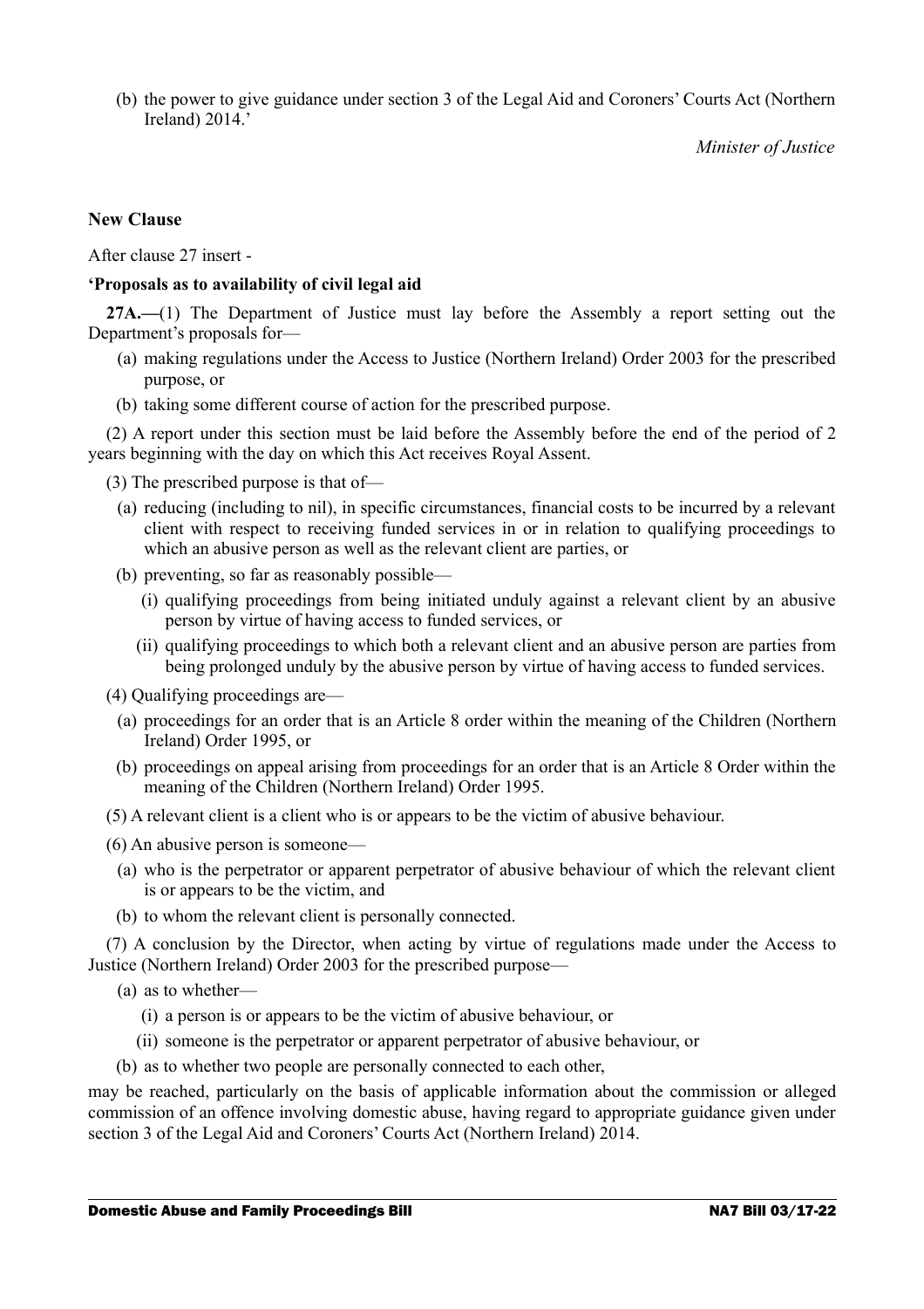(b) the power to give guidance under section 3 of the Legal Aid and Coroners' Courts Act (Northern Ireland) 2014.'

*Minister of Justice*

**New Clause**

After clause 27 insert -

**'Proposals as to availability of civil legal aid**

**27A.—**(1) The Department of Justice must lay before the Assembly a report setting out the Department's proposals for—

(a) making regulations under the Access to Justice (Northern Ireland) Order 2003 for the prescribed purpose, or

(b) taking some different course of action for the prescribed purpose.

(2) A report under this section must be laid before the Assembly before the end of the period of 2 years beginning with the day on which this Act receives Royal Assent.

(3) The prescribed purpose is that of—

(a) reducing (including to nil), in specific circumstances, financial costs to be incurred by a relevant client with respect to receiving funded services in or in relation to qualifying proceedings to which an abusive person as well as the relevant client are parties, or

(b) preventing, so far as reasonably possible—

(i) qualifying proceedings from being initiated unduly against a relevant client by an abusive person by virtue of having access to funded services, or

(ii) qualifying proceedings to which both a relevant client and an abusive person are parties from being prolonged unduly by the abusive person by virtue of having access to funded services.

(4) Qualifying proceedings are—

(a) proceedings for an order that is an Article 8 order within the meaning of the Children (Northern Ireland) Order 1995, or

(b) proceedings on appeal arising from proceedings for an order that is an Article 8 Order within the meaning of the Children (Northern Ireland) Order 1995.

(5) A relevant client is a client who is or appears to be the victim of abusive behaviour.

(6) An abusive person is someone—

(a) who is the perpetrator or apparent perpetrator of abusive behaviour of which the relevant client is or appears to be the victim, and

(b) to whom the relevant client is personally connected.

(7) A conclusion by the Director, when acting by virtue of regulations made under the Access to Justice (Northern Ireland) Order 2003 for the prescribed purpose—

(a) as to whether—

(i) a person is or appears to be the victim of abusive behaviour, or

(ii) someone is the perpetrator or apparent perpetrator of abusive behaviour, or

(b) as to whether two people are personally connected to each other,

may be reached, particularly on the basis of applicable information about the commission or alleged commission of an offence involving domestic abuse, having regard to appropriate guidance given under section 3 of the Legal Aid and Coroners' Courts Act (Northern Ireland) 2014.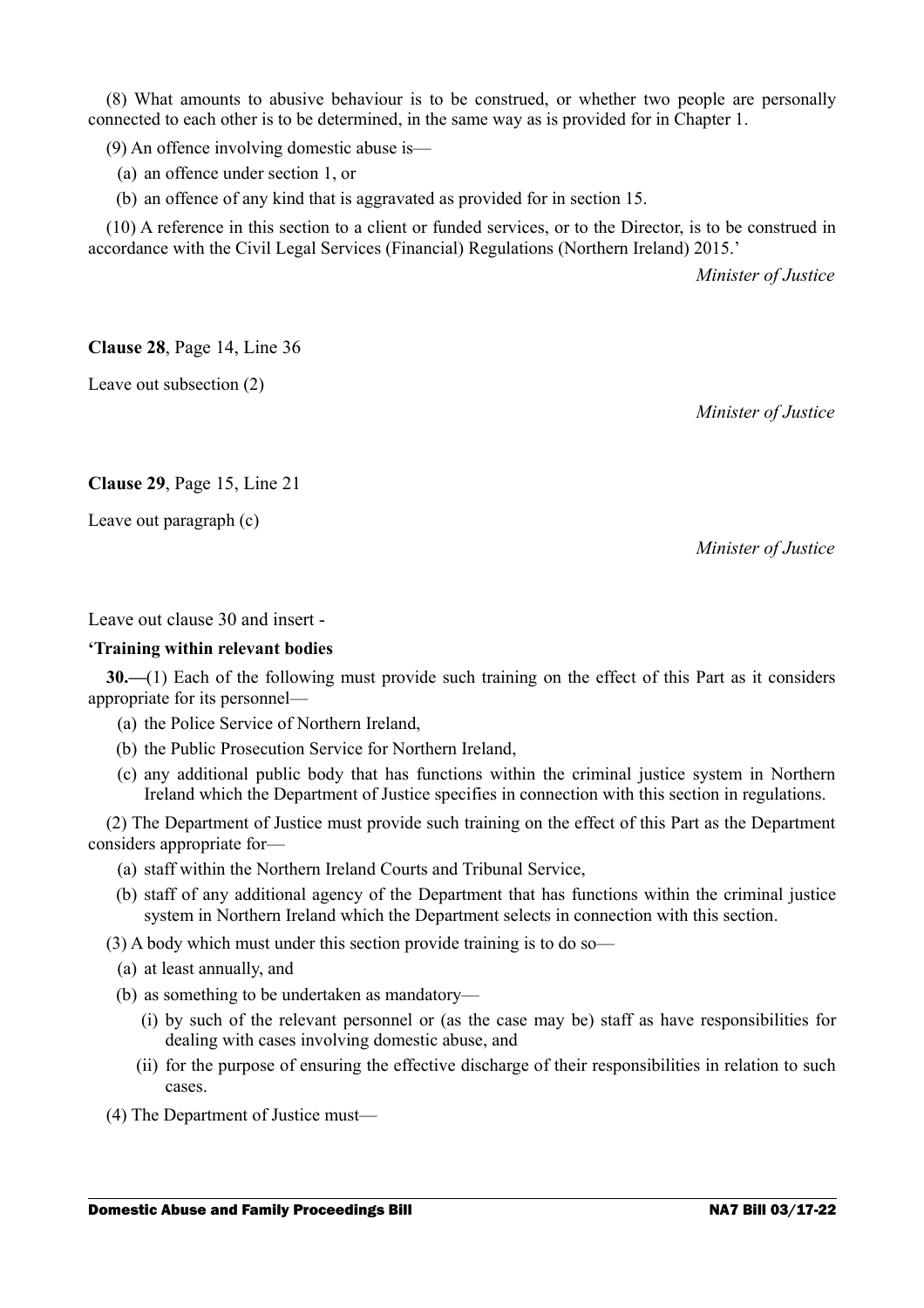(8) What amounts to abusive behaviour is to be construed, or whether two people are personally connected to each other is to be determined, in the same way as is provided for in Chapter 1.

(9) An offence involving domestic abuse is—

(a) an offence under section 1, or

(b) an offence of any kind that is aggravated as provided for in section 15.

(10) A reference in this section to a client or funded services, or to the Director, is to be construed in accordance with the Civil Legal Services (Financial) Regulations (Northern Ireland) 2015.'

*Minister of Justice*

**Clause 28**, Page 14, Line 36

Leave out subsection (2)

*Minister of Justice*

**Clause 29**, Page 15, Line 21

Leave out paragraph (c)

*Minister of Justice*

Leave out clause 30 and insert -

**'Training within relevant bodies**

**30.—**(1) Each of the following must provide such training on the effect of this Part as it considers appropriate for its personnel—

(a) the Police Service of Northern Ireland,

(b) the Public Prosecution Service for Northern Ireland,

(c) any additional public body that has functions within the criminal justice system in Northern Ireland which the Department of Justice specifies in connection with this section in regulations.

(2) The Department of Justice must provide such training on the effect of this Part as the Department considers appropriate for—

(a) staff within the Northern Ireland Courts and Tribunal Service,

(b) staff of any additional agency of the Department that has functions within the criminal justice system in Northern Ireland which the Department selects in connection with this section.

(3) A body which must under this section provide training is to do so—

(a) at least annually, and

(b) as something to be undertaken as mandatory—

(i) by such of the relevant personnel or (as the case may be) staff as have responsibilities for dealing with cases involving domestic abuse, and

(ii) for the purpose of ensuring the effective discharge of their responsibilities in relation to such cases.

(4) The Department of Justice must—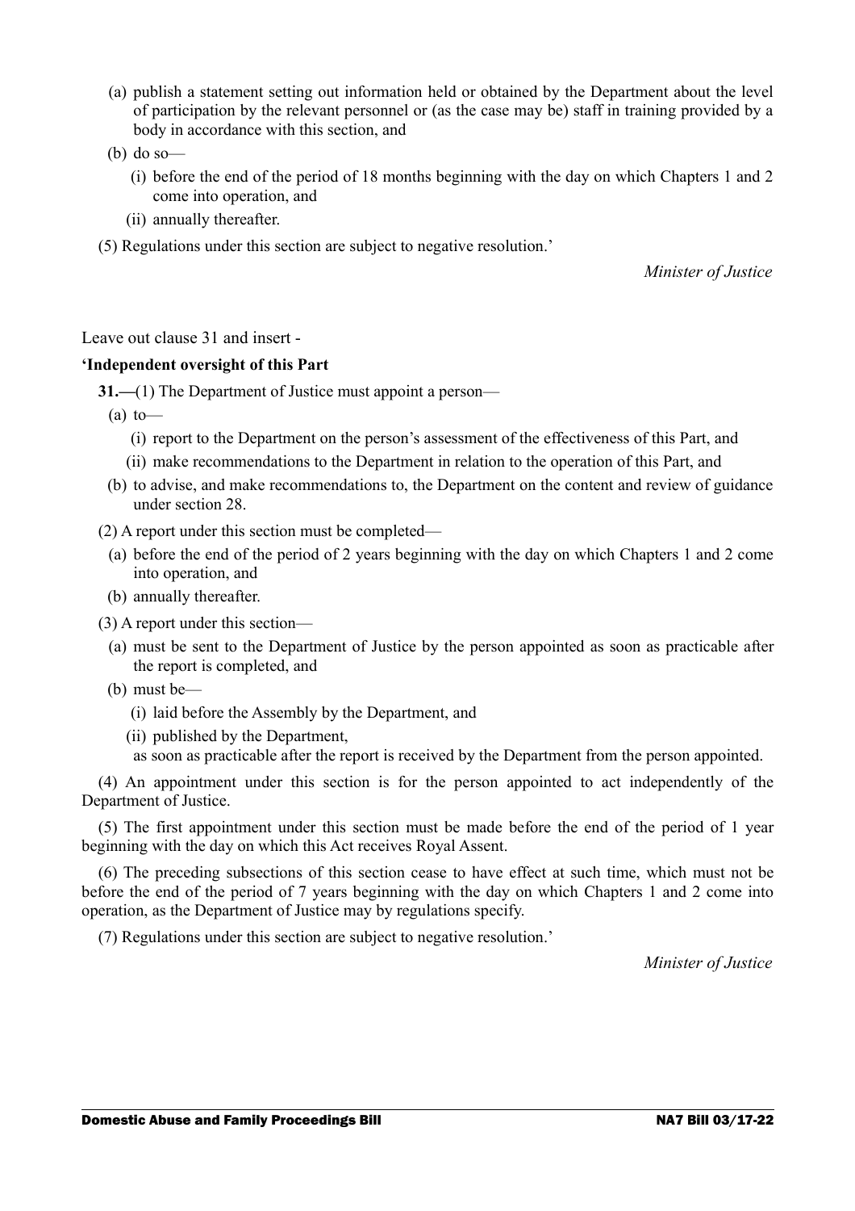(a) publish a statement setting out information held or obtained by the Department about the level of participation by the relevant personnel or (as the case may be) staff in training provided by a body in accordance with this section, and

(b) do so—

(i) before the end of the period of 18 months beginning with the day on which Chapters 1 and 2 come into operation, and

(ii) annually thereafter.

(5) Regulations under this section are subject to negative resolution.'

*Minister of Justice*

Leave out clause 31 and insert -

**'Independent oversight of this Part**

**31.—**(1) The Department of Justice must appoint a person—

(a) to—

(i) report to the Department on the person's assessment of the effectiveness of this Part, and

(ii) make recommendations to the Department in relation to the operation of this Part, and

(b) to advise, and make recommendations to, the Department on the content and review of guidance under section 28.

(2) A report under this section must be completed—

(a) before the end of the period of 2 years beginning with the day on which Chapters 1 and 2 come into operation, and

(b) annually thereafter.

(3) A report under this section—

(a) must be sent to the Department of Justice by the person appointed as soon as practicable after the report is completed, and

(b) must be—

(i) laid before the Assembly by the Department, and

(ii) published by the Department,

as soon as practicable after the report is received by the Department from the person appointed.

(4) An appointment under this section is for the person appointed to act independently of the Department of Justice.

(5) The first appointment under this section must be made before the end of the period of 1 year beginning with the day on which this Act receives Royal Assent.

(6) The preceding subsections of this section cease to have effect at such time, which must not be before the end of the period of 7 years beginning with the day on which Chapters 1 and 2 come into operation, as the Department of Justice may by regulations specify.

(7) Regulations under this section are subject to negative resolution.'

*Minister of Justice*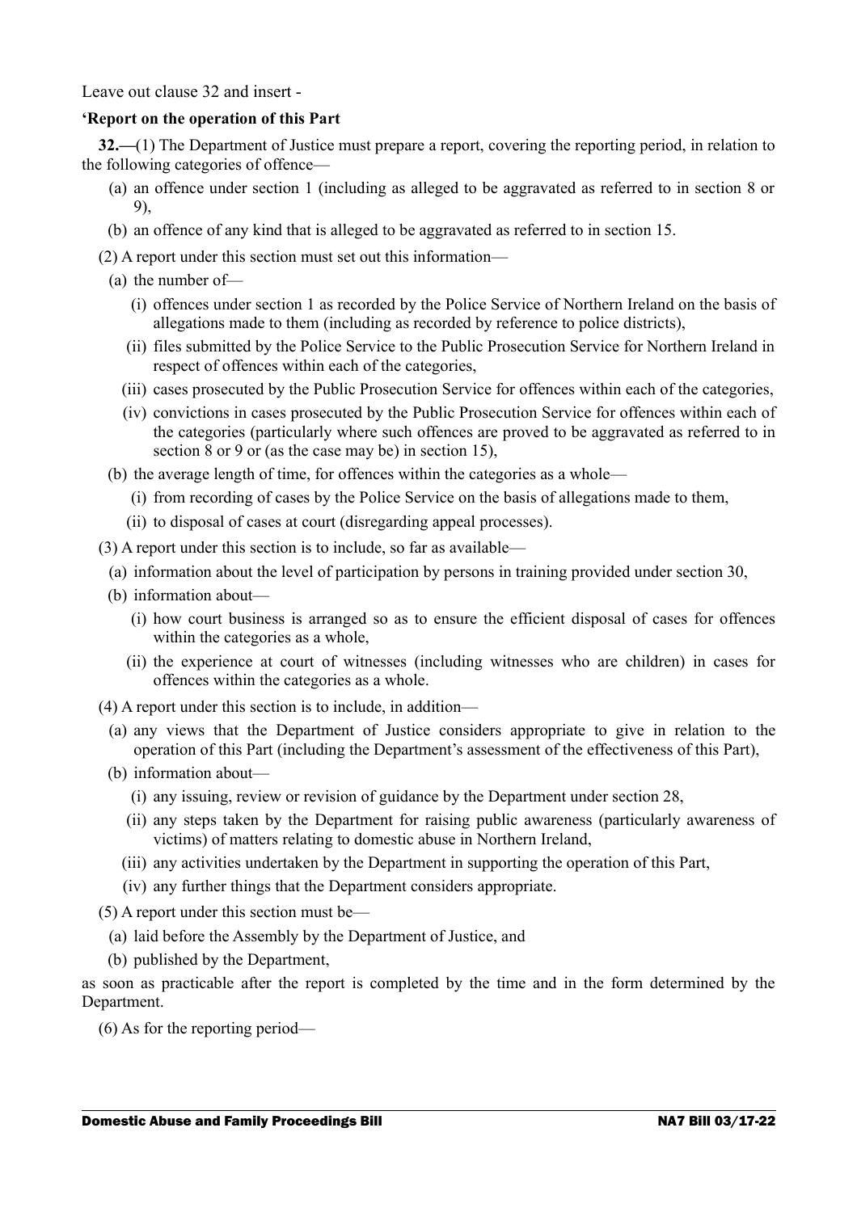Leave out clause 32 and insert -

**'Report on the operation of this Part**

**32.—**(1) The Department of Justice must prepare a report, covering the reporting period, in relation to the following categories of offence—

- (a) an offence under section 1 (including as alleged to be aggravated as referred to in section 8 or 9),
- (b) an offence of any kind that is alleged to be aggravated as referred to in section 15.

(2) A report under this section must set out this information—

- (a) the number of—
  - (i) offences under section 1 as recorded by the Police Service of Northern Ireland on the basis of allegations made to them (including as recorded by reference to police districts),
  - (ii) files submitted by the Police Service to the Public Prosecution Service for Northern Ireland in respect of offences within each of the categories,
  - (iii) cases prosecuted by the Public Prosecution Service for offences within each of the categories,
  - (iv) convictions in cases prosecuted by the Public Prosecution Service for offences within each of the categories (particularly where such offences are proved to be aggravated as referred to in section 8 or 9 or (as the case may be) in section 15),
- (b) the average length of time, for offences within the categories as a whole—
  - (i) from recording of cases by the Police Service on the basis of allegations made to them,
  - (ii) to disposal of cases at court (disregarding appeal processes).

(3) A report under this section is to include, so far as available—

- (a) information about the level of participation by persons in training provided under section 30,
- (b) information about—
  - (i) how court business is arranged so as to ensure the efficient disposal of cases for offences within the categories as a whole,
  - (ii) the experience at court of witnesses (including witnesses who are children) in cases for offences within the categories as a whole.

(4) A report under this section is to include, in addition—

- (a) any views that the Department of Justice considers appropriate to give in relation to the operation of this Part (including the Department's assessment of the effectiveness of this Part),
- (b) information about—
  - (i) any issuing, review or revision of guidance by the Department under section 28,
  - (ii) any steps taken by the Department for raising public awareness (particularly awareness of victims) of matters relating to domestic abuse in Northern Ireland,
  - (iii) any activities undertaken by the Department in supporting the operation of this Part,
  - (iv) any further things that the Department considers appropriate.

(5) A report under this section must be—

- (a) laid before the Assembly by the Department of Justice, and
- (b) published by the Department,

as soon as practicable after the report is completed by the time and in the form determined by the Department.

(6) As for the reporting period—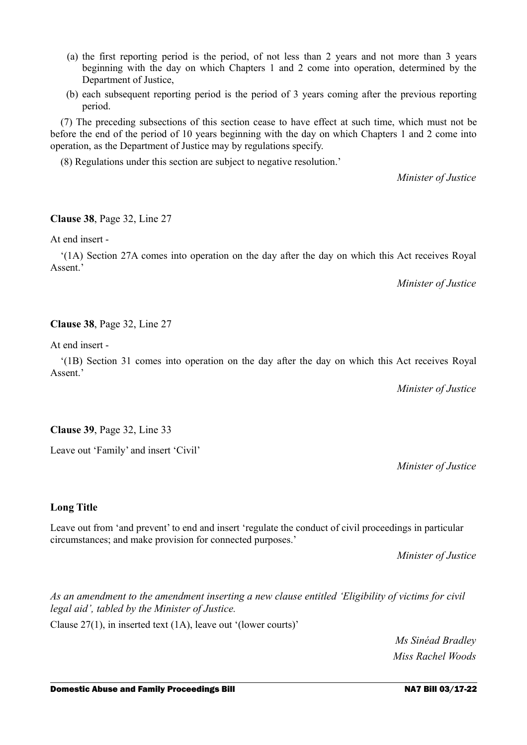(a) the first reporting period is the period, of not less than 2 years and not more than 3 years beginning with the day on which Chapters 1 and 2 come into operation, determined by the Department of Justice,

(b) each subsequent reporting period is the period of 3 years coming after the previous reporting period.

(7) The preceding subsections of this section cease to have effect at such time, which must not be before the end of the period of 10 years beginning with the day on which Chapters 1 and 2 come into operation, as the Department of Justice may by regulations specify.

(8) Regulations under this section are subject to negative resolution.'

*Minister of Justice*

**Clause 38**, Page 32, Line 27

At end insert -

'(1A) Section 27A comes into operation on the day after the day on which this Act receives Royal Assent.'

*Minister of Justice*

**Clause 38**, Page 32, Line 27

At end insert -

'(1B) Section 31 comes into operation on the day after the day on which this Act receives Royal Assent.'

*Minister of Justice*

**Clause 39**, Page 32, Line 33

Leave out 'Family' and insert 'Civil'

*Minister of Justice*

**Long Title**

Leave out from 'and prevent' to end and insert 'regulate the conduct of civil proceedings in particular circumstances; and make provision for connected purposes.'

*Minister of Justice*

*As an amendment to the amendment inserting a new clause entitled 'Eligibility of victims for civil legal aid', tabled by the Minister of Justice.*

Clause 27(1), in inserted text (1A), leave out '(lower courts)'

*Ms Sinéad Bradley*
*Miss Rachel Woods*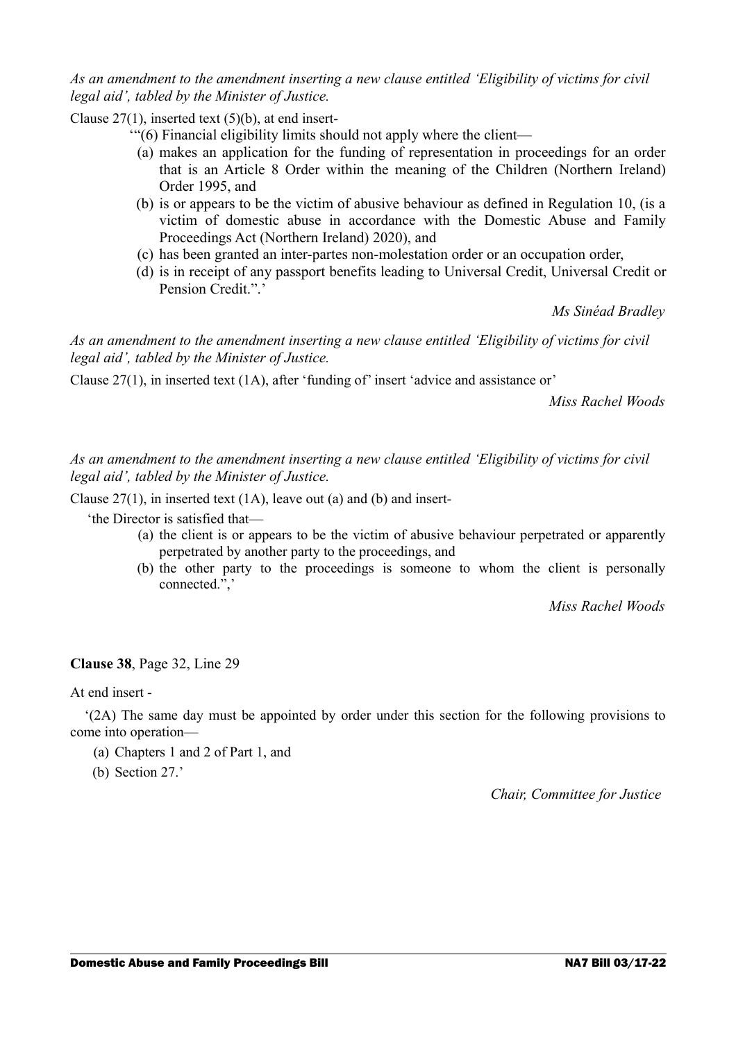*As an amendment to the amendment inserting a new clause entitled 'Eligibility of victims for civil legal aid', tabled by the Minister of Justice.*

Clause 27(1), inserted text (5)(b), at end insert-

'"(6) Financial eligibility limits should not apply where the client—

(a) makes an application for the funding of representation in proceedings for an order that is an Article 8 Order within the meaning of the Children (Northern Ireland) Order 1995, and

(b) is or appears to be the victim of abusive behaviour as defined in Regulation 10, (is a victim of domestic abuse in accordance with the Domestic Abuse and Family Proceedings Act (Northern Ireland) 2020), and

(c) has been granted an inter-partes non-molestation order or an occupation order,

(d) is in receipt of any passport benefits leading to Universal Credit, Universal Credit or Pension Credit.".'

*Ms Sinéad Bradley*

*As an amendment to the amendment inserting a new clause entitled 'Eligibility of victims for civil legal aid', tabled by the Minister of Justice.*

Clause 27(1), in inserted text (1A), after 'funding of' insert 'advice and assistance or'

*Miss Rachel Woods*

*As an amendment to the amendment inserting a new clause entitled 'Eligibility of victims for civil legal aid', tabled by the Minister of Justice.*

Clause 27(1), in inserted text (1A), leave out (a) and (b) and insert-

'the Director is satisfied that—

(a) the client is or appears to be the victim of abusive behaviour perpetrated or apparently perpetrated by another party to the proceedings, and

(b) the other party to the proceedings is someone to whom the client is personally connected.",'

*Miss Rachel Woods*

**Clause 38**, Page 32, Line 29

At end insert -

'(2A) The same day must be appointed by order under this section for the following provisions to come into operation—

(a) Chapters 1 and 2 of Part 1, and

(b) Section 27.'

*Chair, Committee for Justice*